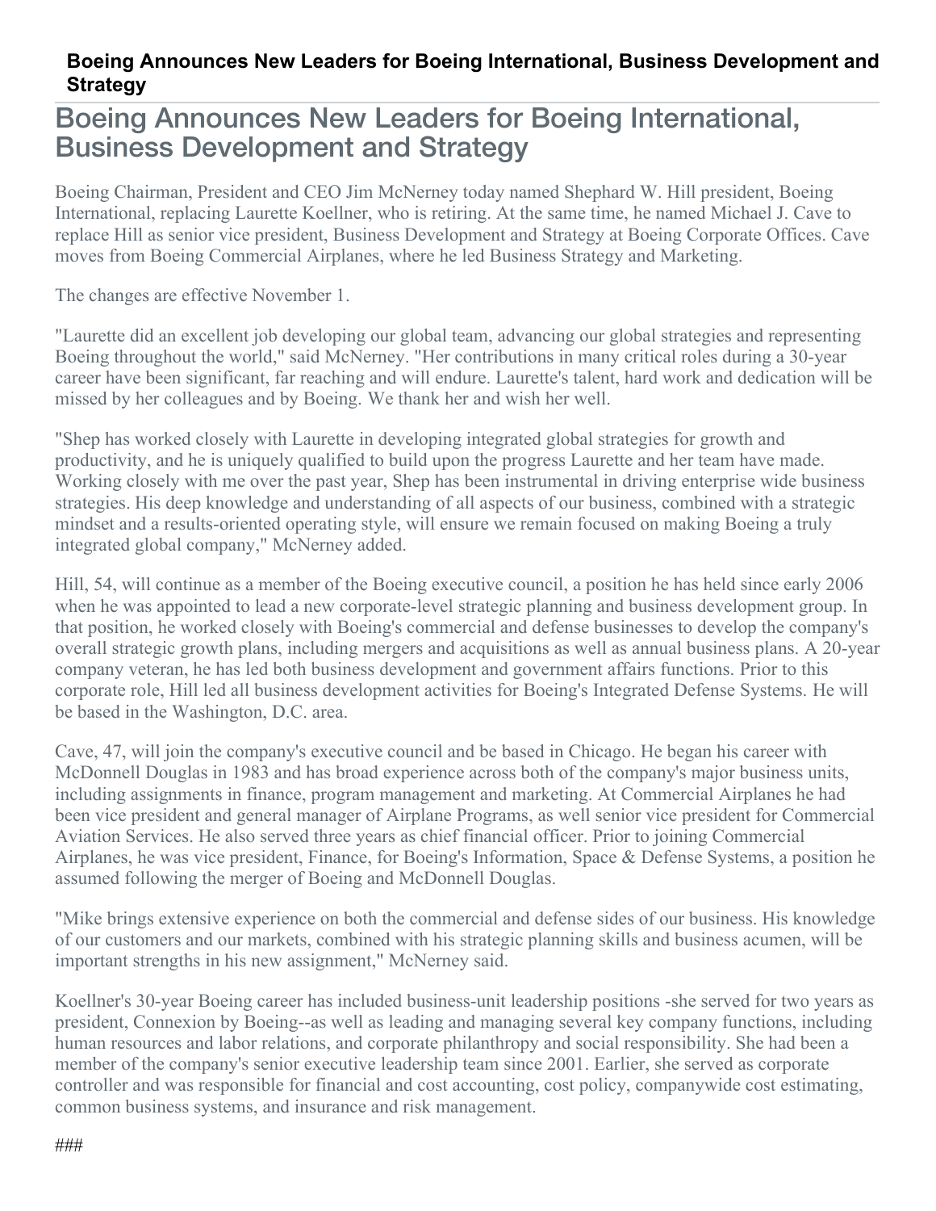**Boeing Announces New Leaders for Boeing International, Business Development and Strategy**

# Boeing Announces New Leaders for Boeing International, Business Development and Strategy

Boeing Chairman, President and CEO Jim McNerney today named Shephard W. Hill president, Boeing International, replacing Laurette Koellner, who is retiring. At the same time, he named Michael J. Cave to replace Hill as senior vice president, Business Development and Strategy at Boeing Corporate Offices. Cave moves from Boeing Commercial Airplanes, where he led Business Strategy and Marketing.

The changes are effective November 1.

"Laurette did an excellent job developing our global team, advancing our global strategies and representing Boeing throughout the world," said McNerney. "Her contributions in many critical roles during a 30-year career have been significant, far reaching and will endure. Laurette's talent, hard work and dedication will be missed by her colleagues and by Boeing. We thank her and wish her well.

"Shep has worked closely with Laurette in developing integrated global strategies for growth and productivity, and he is uniquely qualified to build upon the progress Laurette and her team have made. Working closely with me over the past year, Shep has been instrumental in driving enterprise wide business strategies. His deep knowledge and understanding of all aspects of our business, combined with a strategic mindset and a results-oriented operating style, will ensure we remain focused on making Boeing a truly integrated global company," McNerney added.

Hill, 54, will continue as a member of the Boeing executive council, a position he has held since early 2006 when he was appointed to lead a new corporate-level strategic planning and business development group. In that position, he worked closely with Boeing's commercial and defense businesses to develop the company's overall strategic growth plans, including mergers and acquisitions as well as annual business plans. A 20-year company veteran, he has led both business development and government affairs functions. Prior to this corporate role, Hill led all business development activities for Boeing's Integrated Defense Systems. He will be based in the Washington, D.C. area.

Cave, 47, will join the company's executive council and be based in Chicago. He began his career with McDonnell Douglas in 1983 and has broad experience across both of the company's major business units, including assignments in finance, program management and marketing. At Commercial Airplanes he had been vice president and general manager of Airplane Programs, as well senior vice president for Commercial Aviation Services. He also served three years as chief financial officer. Prior to joining Commercial Airplanes, he was vice president, Finance, for Boeing's Information, Space & Defense Systems, a position he assumed following the merger of Boeing and McDonnell Douglas.

"Mike brings extensive experience on both the commercial and defense sides of our business. His knowledge of our customers and our markets, combined with his strategic planning skills and business acumen, will be important strengths in his new assignment," McNerney said.

Koellner's 30-year Boeing career has included business-unit leadership positions -she served for two years as president, Connexion by Boeing--as well as leading and managing several key company functions, including human resources and labor relations, and corporate philanthropy and social responsibility. She had been a member of the company's senior executive leadership team since 2001. Earlier, she served as corporate controller and was responsible for financial and cost accounting, cost policy, companywide cost estimating, common business systems, and insurance and risk management.

###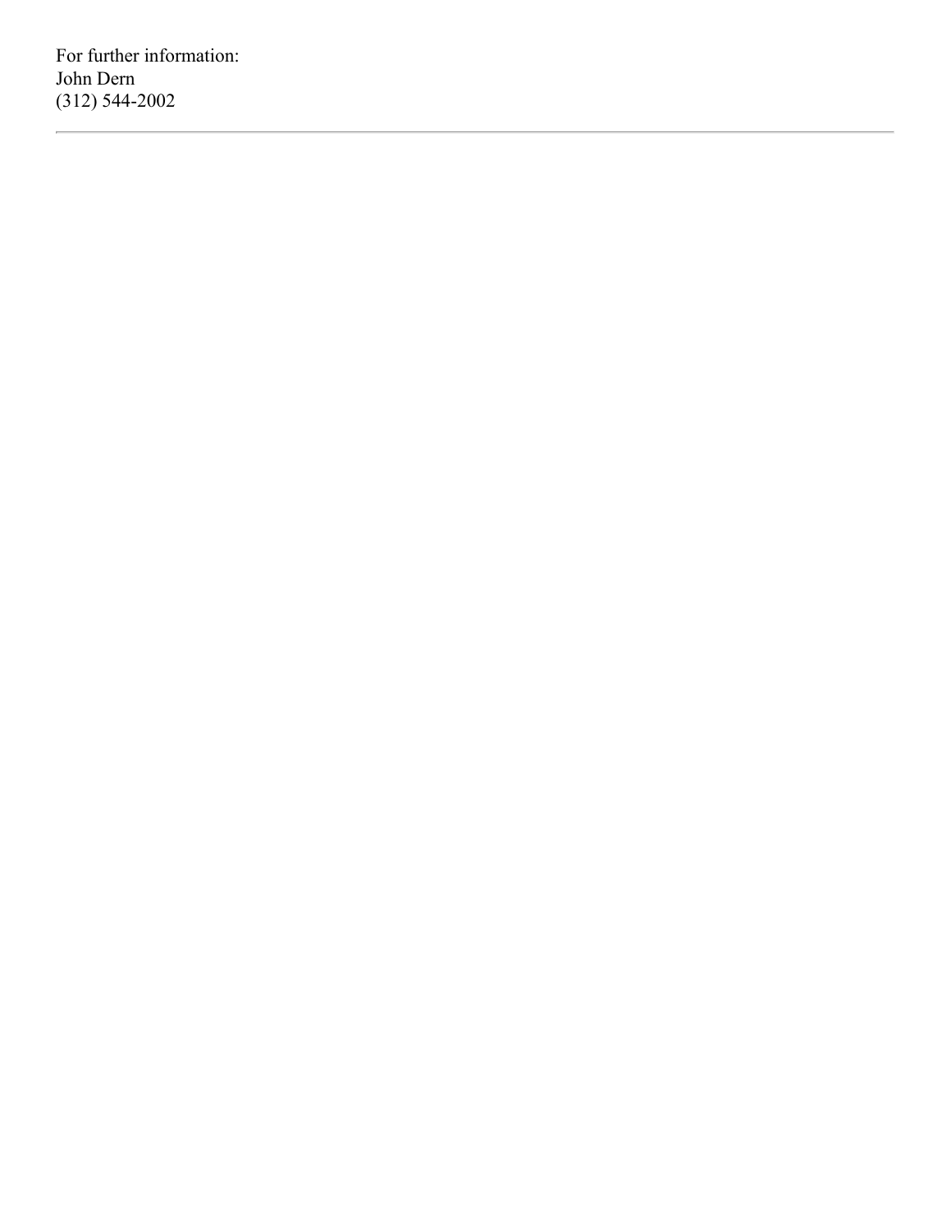For further information:
John Dern
(312) 544-2002

---